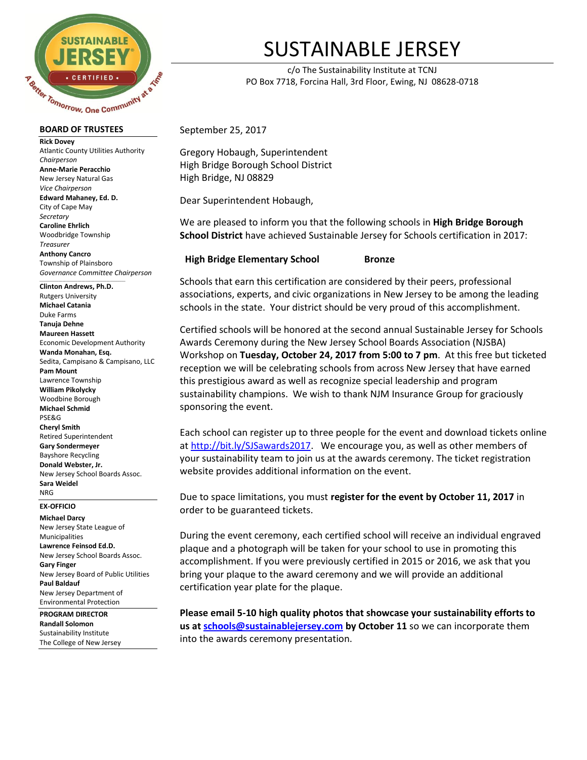# SUSTAINABLE JERSEY

c/o The Sustainability Institute at TCNJ
PO Box 7718, Forcina Hall, 3rd Floor, Ewing, NJ 08628-0718

**BOARD OF TRUSTEES**

**Rick Dovey**
Atlantic County Utilities Authority
*Chairperson*

**Anne-Marie Peracchio**
New Jersey Natural Gas
*Vice Chairperson*

**Edward Mahaney, Ed. D.**
City of Cape May
*Secretary*

**Caroline Ehrlich**
Woodbridge Township
*Treasurer*

**Anthony Cancro**
Township of Plainsboro
*Governance Committee Chairperson*

**Clinton Andrews, Ph.D.**
Rutgers University

**Michael Catania**
Duke Farms

**Tanuja Dehne**

**Maureen Hassett**
Economic Development Authority

**Wanda Monahan, Esq.**
Sedita, Campisano & Campisano, LLC

**Pam Mount**
Lawrence Township

**William Pikolycky**
Woodbine Borough

**Michael Schmid**
PSE&G

**Cheryl Smith**
Retired Superintendent

**Gary Sondermeyer**
Bayshore Recycling

**Donald Webster, Jr.**
New Jersey School Boards Assoc.

**Sara Weidel**
NRG

**EX-OFFICIO**

**Michael Darcy**
New Jersey State League of Municipalities

**Lawrence Feinsod Ed.D.**
New Jersey School Boards Assoc.

**Gary Finger**
New Jersey Board of Public Utilities

**Paul Baldauf**
New Jersey Department of Environmental Protection

**PROGRAM DIRECTOR**

**Randall Solomon**
Sustainability Institute
The College of New Jersey

September 25, 2017

Gregory Hobaugh, Superintendent
High Bridge Borough School District
High Bridge, NJ 08829

Dear Superintendent Hobaugh,

We are pleased to inform you that the following schools in **High Bridge Borough School District** have achieved Sustainable Jersey for Schools certification in 2017:

| **High Bridge Elementary School** | **Bronze** |
|---|---|

Schools that earn this certification are considered by their peers, professional associations, experts, and civic organizations in New Jersey to be among the leading schools in the state. Your district should be very proud of this accomplishment.

Certified schools will be honored at the second annual Sustainable Jersey for Schools Awards Ceremony during the New Jersey School Boards Association (NJSBA) Workshop on **Tuesday, October 24, 2017 from 5:00 to 7 pm**. At this free but ticketed reception we will be celebrating schools from across New Jersey that have earned this prestigious award as well as recognize special leadership and program sustainability champions. We wish to thank NJM Insurance Group for graciously sponsoring the event.

Each school can register up to three people for the event and download tickets online at http://bit.ly/SJSawards2017. We encourage you, as well as other members of your sustainability team to join us at the awards ceremony. The ticket registration website provides additional information on the event.

Due to space limitations, you must **register for the event by October 11, 2017** in order to be guaranteed tickets.

During the event ceremony, each certified school will receive an individual engraved plaque and a photograph will be taken for your school to use in promoting this accomplishment. If you were previously certified in 2015 or 2016, we ask that you bring your plaque to the award ceremony and we will provide an additional certification year plate for the plaque.

**Please email 5-10 high quality photos that showcase your sustainability efforts to us at schools@sustainablejersey.com by October 11** so we can incorporate them into the awards ceremony presentation.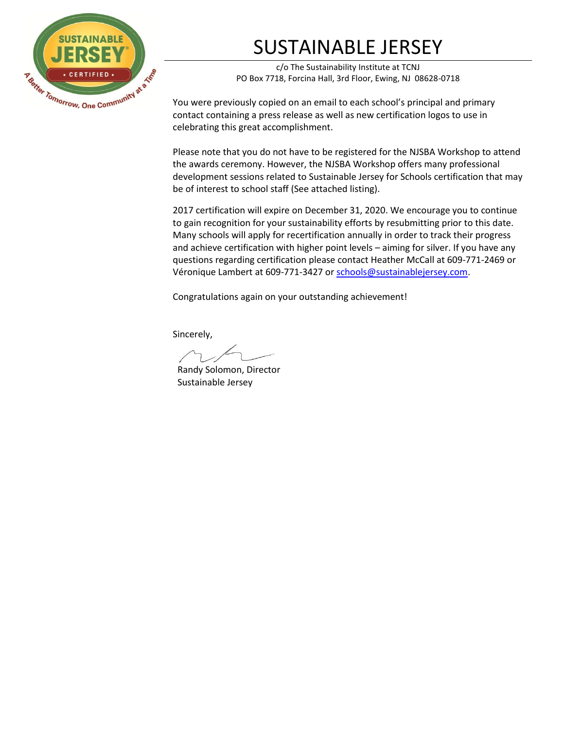# SUSTAINABLE JERSEY

c/o The Sustainability Institute at TCNJ
PO Box 7718, Forcina Hall, 3rd Floor, Ewing, NJ 08628-0718

You were previously copied on an email to each school's principal and primary contact containing a press release as well as new certification logos to use in celebrating this great accomplishment.

Please note that you do not have to be registered for the NJSBA Workshop to attend the awards ceremony. However, the NJSBA Workshop offers many professional development sessions related to Sustainable Jersey for Schools certification that may be of interest to school staff (See attached listing).

2017 certification will expire on December 31, 2020. We encourage you to continue to gain recognition for your sustainability efforts by resubmitting prior to this date. Many schools will apply for recertification annually in order to track their progress and achieve certification with higher point levels – aiming for silver. If you have any questions regarding certification please contact Heather McCall at 609-771-2469 or Véronique Lambert at 609-771-3427 or schools@sustainablejersey.com.

Congratulations again on your outstanding achievement!

Sincerely,

Randy Solomon, Director
Sustainable Jersey